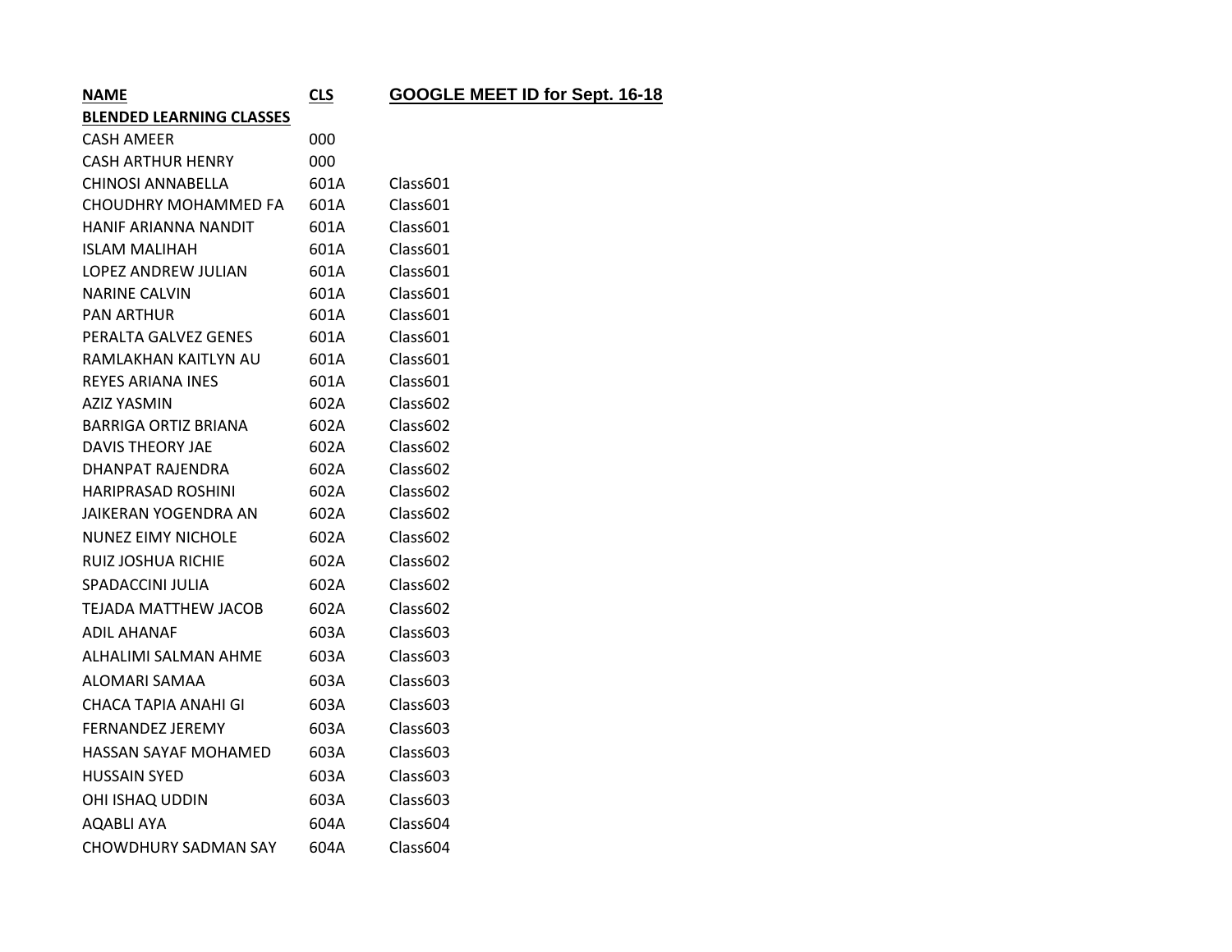| NAME | CLS | GOOGLE MEET ID for Sept. 16-18 |
|---|---|---|
| **BLENDED LEARNING CLASSES** | | |
| CASH AMEER | 000 | |
| CASH ARTHUR HENRY | 000 | |
| CHINOSI ANNABELLA | 601A | Class601 |
| CHOUDHRY MOHAMMED FA | 601A | Class601 |
| HANIF ARIANNA NANDIT | 601A | Class601 |
| ISLAM MALIHAH | 601A | Class601 |
| LOPEZ ANDREW JULIAN | 601A | Class601 |
| NARINE CALVIN | 601A | Class601 |
| PAN ARTHUR | 601A | Class601 |
| PERALTA GALVEZ GENES | 601A | Class601 |
| RAMLAKHAN KAITLYN AU | 601A | Class601 |
| REYES ARIANA INES | 601A | Class601 |
| AZIZ YASMIN | 602A | Class602 |
| BARRIGA ORTIZ BRIANA | 602A | Class602 |
| DAVIS THEORY JAE | 602A | Class602 |
| DHANPAT RAJENDRA | 602A | Class602 |
| HARIPRASAD ROSHINI | 602A | Class602 |
| JAIKERAN YOGENDRA AN | 602A | Class602 |
| NUNEZ EIMY NICHOLE | 602A | Class602 |
| RUIZ JOSHUA RICHIE | 602A | Class602 |
| SPADACCINI JULIA | 602A | Class602 |
| TEJADA MATTHEW JACOB | 602A | Class602 |
| ADIL AHANAF | 603A | Class603 |
| ALHALIMI SALMAN AHME | 603A | Class603 |
| ALOMARI SAMAA | 603A | Class603 |
| CHACA TAPIA ANAHI GI | 603A | Class603 |
| FERNANDEZ JEREMY | 603A | Class603 |
| HASSAN SAYAF MOHAMED | 603A | Class603 |
| HUSSAIN SYED | 603A | Class603 |
| OHI ISHAQ UDDIN | 603A | Class603 |
| AQABLI AYA | 604A | Class604 |
| CHOWDHURY SADMAN SAY | 604A | Class604 |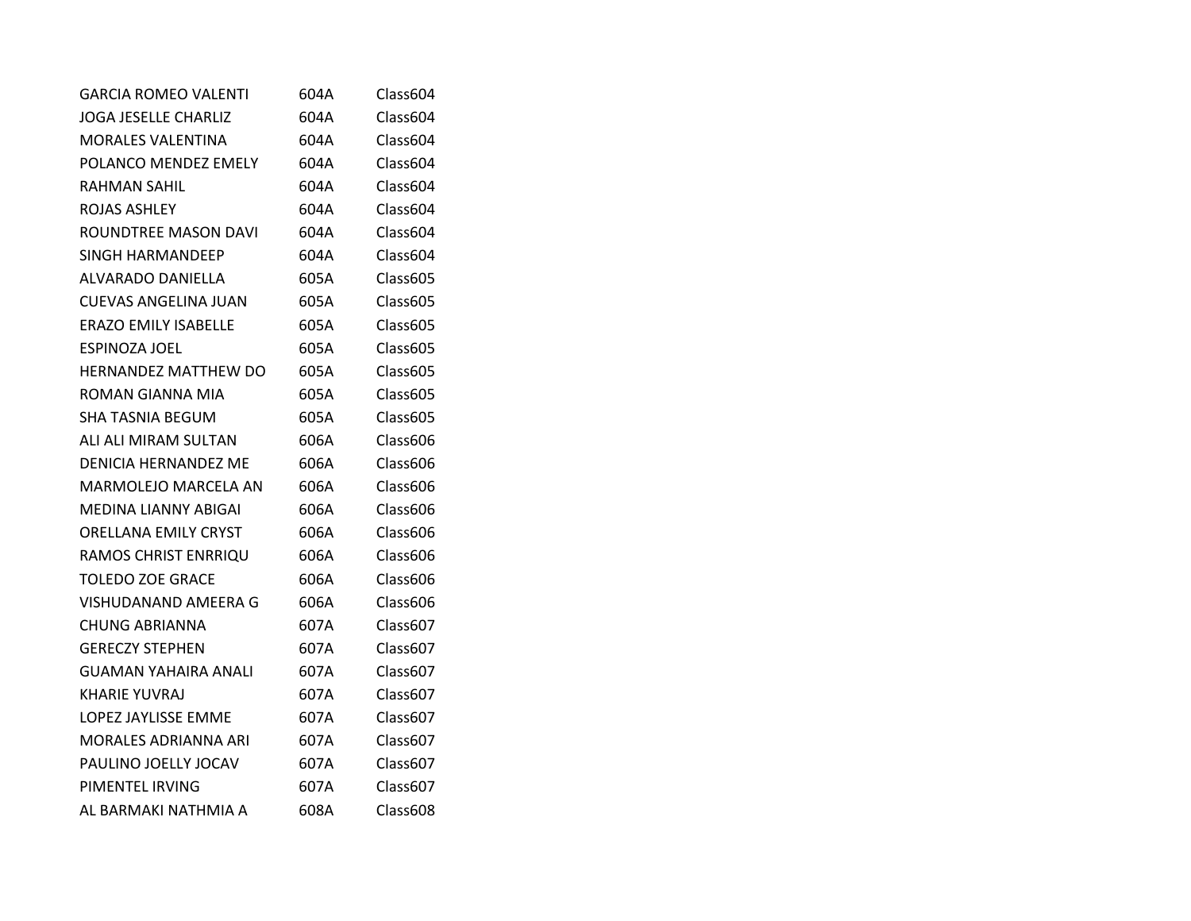| | | |
|---|---|---|
| GARCIA ROMEO VALENTI | 604A | Class604 |
| JOGA JESELLE CHARLIZ | 604A | Class604 |
| MORALES VALENTINA | 604A | Class604 |
| POLANCO MENDEZ EMELY | 604A | Class604 |
| RAHMAN SAHIL | 604A | Class604 |
| ROJAS ASHLEY | 604A | Class604 |
| ROUNDTREE MASON DAVI | 604A | Class604 |
| SINGH HARMANDEEP | 604A | Class604 |
| ALVARADO DANIELLA | 605A | Class605 |
| CUEVAS ANGELINA JUAN | 605A | Class605 |
| ERAZO EMILY ISABELLE | 605A | Class605 |
| ESPINOZA JOEL | 605A | Class605 |
| HERNANDEZ MATTHEW DO | 605A | Class605 |
| ROMAN GIANNA MIA | 605A | Class605 |
| SHA TASNIA BEGUM | 605A | Class605 |
| ALI ALI MIRAM SULTAN | 606A | Class606 |
| DENICIA HERNANDEZ ME | 606A | Class606 |
| MARMOLEJO MARCELA AN | 606A | Class606 |
| MEDINA LIANNY ABIGAI | 606A | Class606 |
| ORELLANA EMILY CRYST | 606A | Class606 |
| RAMOS CHRIST ENRRIQU | 606A | Class606 |
| TOLEDO ZOE GRACE | 606A | Class606 |
| VISHUDANAND AMEERA G | 606A | Class606 |
| CHUNG ABRIANNA | 607A | Class607 |
| GERECZY STEPHEN | 607A | Class607 |
| GUAMAN YAHAIRA ANALI | 607A | Class607 |
| KHARIE YUVRAJ | 607A | Class607 |
| LOPEZ JAYLISSE EMME | 607A | Class607 |
| MORALES ADRIANNA ARI | 607A | Class607 |
| PAULINO JOELLY JOCAV | 607A | Class607 |
| PIMENTEL IRVING | 607A | Class607 |
| AL BARMAKI NATHMIA A | 608A | Class608 |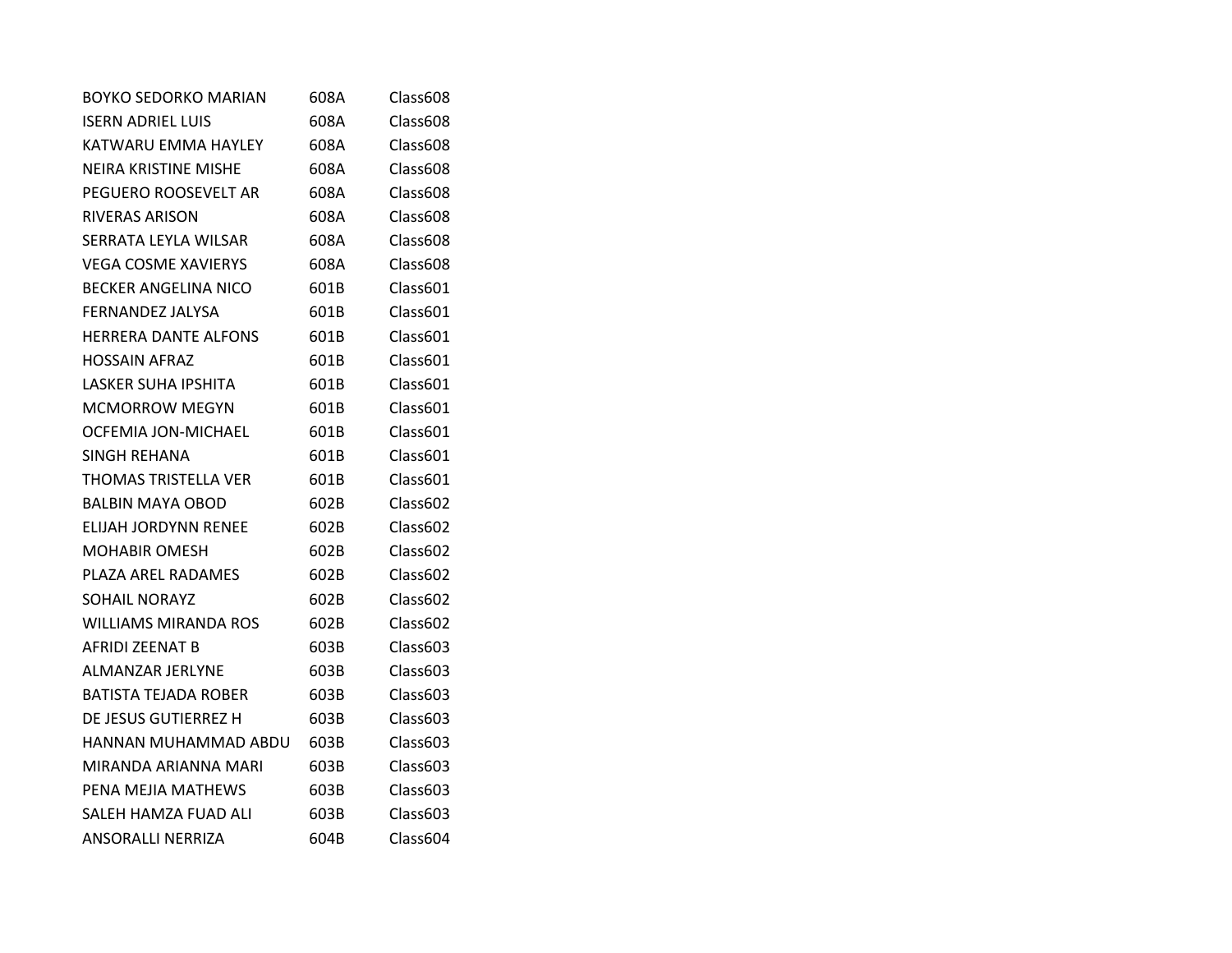| | | |
|---|---|---|
| BOYKO SEDORKO MARIAN | 608A | Class608 |
| ISERN ADRIEL LUIS | 608A | Class608 |
| KATWARU EMMA HAYLEY | 608A | Class608 |
| NEIRA KRISTINE MISHE | 608A | Class608 |
| PEGUERO ROOSEVELT AR | 608A | Class608 |
| RIVERAS ARISON | 608A | Class608 |
| SERRATA LEYLA WILSAR | 608A | Class608 |
| VEGA COSME XAVIERYS | 608A | Class608 |
| BECKER ANGELINA NICO | 601B | Class601 |
| FERNANDEZ JALYSA | 601B | Class601 |
| HERRERA DANTE ALFONS | 601B | Class601 |
| HOSSAIN AFRAZ | 601B | Class601 |
| LASKER SUHA IPSHITA | 601B | Class601 |
| MCMORROW MEGYN | 601B | Class601 |
| OCFEMIA JON-MICHAEL | 601B | Class601 |
| SINGH REHANA | 601B | Class601 |
| THOMAS TRISTELLA VER | 601B | Class601 |
| BALBIN MAYA OBOD | 602B | Class602 |
| ELIJAH JORDYNN RENEE | 602B | Class602 |
| MOHABIR OMESH | 602B | Class602 |
| PLAZA AREL RADAMES | 602B | Class602 |
| SOHAIL NORAYZ | 602B | Class602 |
| WILLIAMS MIRANDA ROS | 602B | Class602 |
| AFRIDI ZEENAT B | 603B | Class603 |
| ALMANZAR JERLYNE | 603B | Class603 |
| BATISTA TEJADA ROBER | 603B | Class603 |
| DE JESUS GUTIERREZ H | 603B | Class603 |
| HANNAN MUHAMMAD ABDU | 603B | Class603 |
| MIRANDA ARIANNA MARI | 603B | Class603 |
| PENA MEJIA MATHEWS | 603B | Class603 |
| SALEH HAMZA FUAD ALI | 603B | Class603 |
| ANSORALLI NERRIZA | 604B | Class604 |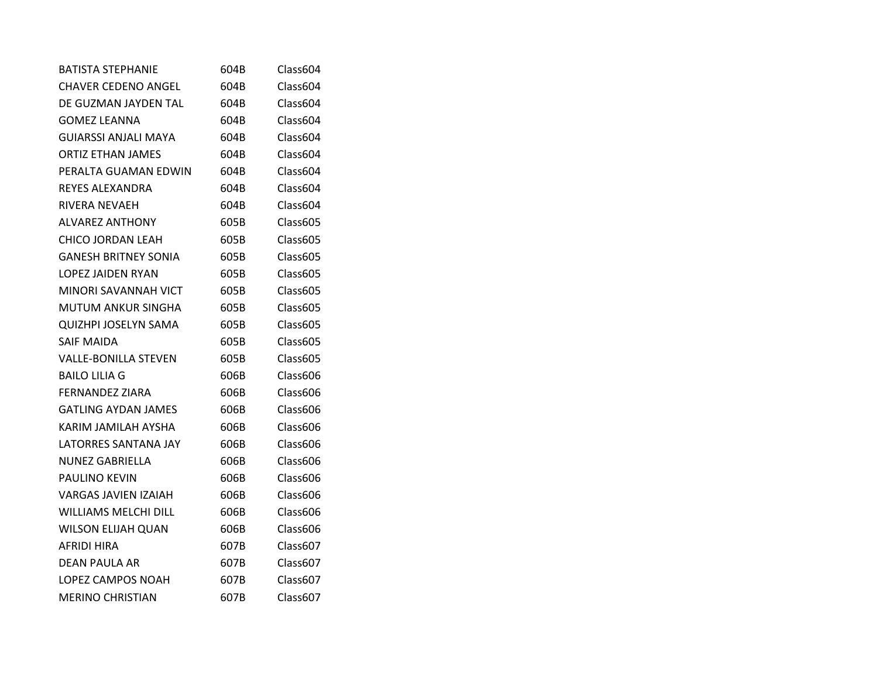| | | |
|---|---|---|
| BATISTA STEPHANIE | 604B | Class604 |
| CHAVER CEDENO ANGEL | 604B | Class604 |
| DE GUZMAN JAYDEN TAL | 604B | Class604 |
| GOMEZ LEANNA | 604B | Class604 |
| GUIARSSI ANJALI MAYA | 604B | Class604 |
| ORTIZ ETHAN JAMES | 604B | Class604 |
| PERALTA GUAMAN EDWIN | 604B | Class604 |
| REYES ALEXANDRA | 604B | Class604 |
| RIVERA NEVAEH | 604B | Class604 |
| ALVAREZ ANTHONY | 605B | Class605 |
| CHICO JORDAN LEAH | 605B | Class605 |
| GANESH BRITNEY SONIA | 605B | Class605 |
| LOPEZ JAIDEN RYAN | 605B | Class605 |
| MINORI SAVANNAH VICT | 605B | Class605 |
| MUTUM ANKUR SINGHA | 605B | Class605 |
| QUIZHPI JOSELYN SAMA | 605B | Class605 |
| SAIF MAIDA | 605B | Class605 |
| VALLE-BONILLA STEVEN | 605B | Class605 |
| BAILO LILIA G | 606B | Class606 |
| FERNANDEZ ZIARA | 606B | Class606 |
| GATLING AYDAN JAMES | 606B | Class606 |
| KARIM JAMILAH AYSHA | 606B | Class606 |
| LATORRES SANTANA JAY | 606B | Class606 |
| NUNEZ GABRIELLA | 606B | Class606 |
| PAULINO KEVIN | 606B | Class606 |
| VARGAS JAVIEN IZAIAH | 606B | Class606 |
| WILLIAMS MELCHI DILL | 606B | Class606 |
| WILSON ELIJAH QUAN | 606B | Class606 |
| AFRIDI HIRA | 607B | Class607 |
| DEAN PAULA AR | 607B | Class607 |
| LOPEZ CAMPOS NOAH | 607B | Class607 |
| MERINO CHRISTIAN | 607B | Class607 |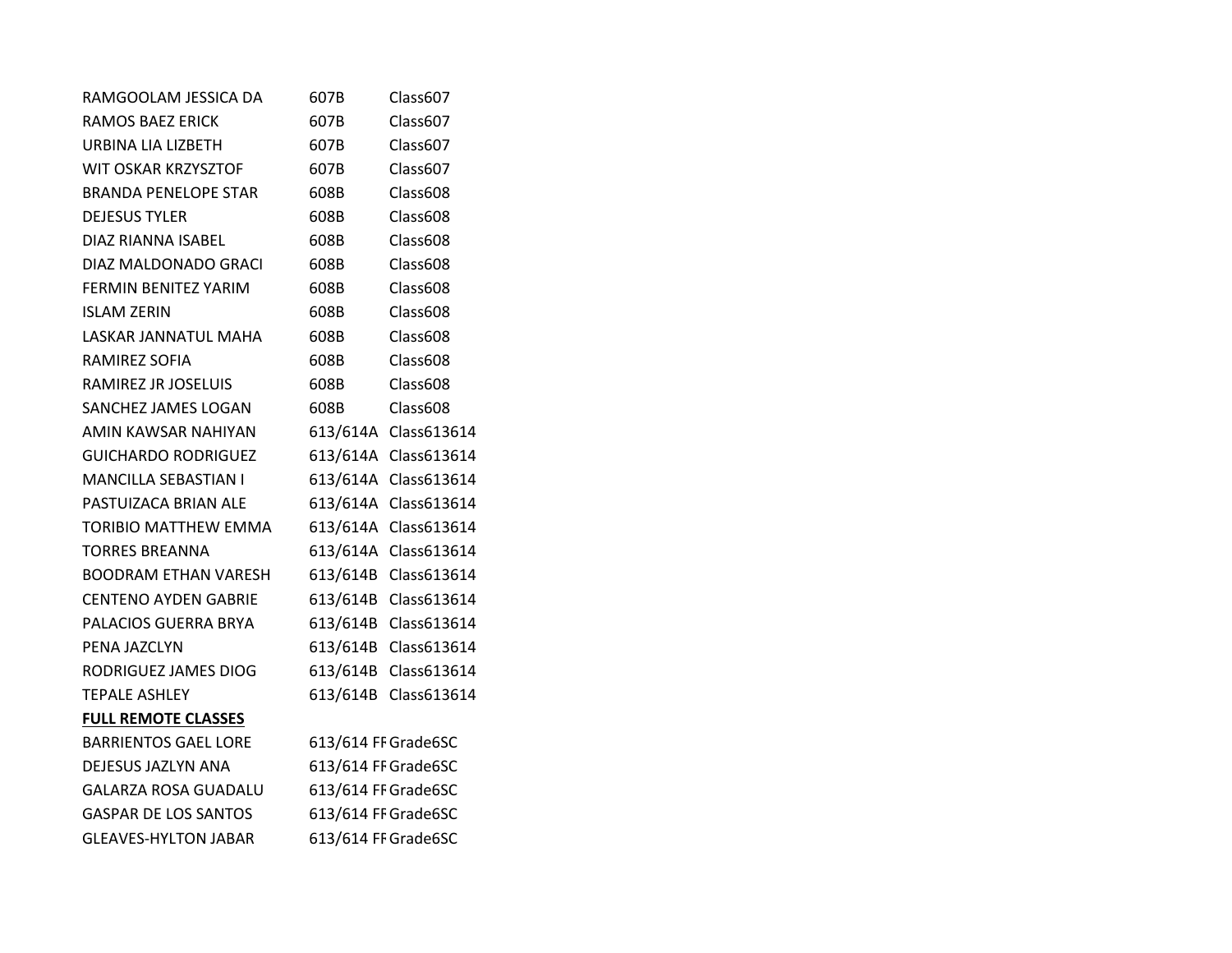| | | |
|---|---|---|
| RAMGOOLAM JESSICA DA | 607B | Class607 |
| RAMOS BAEZ ERICK | 607B | Class607 |
| URBINA LIA LIZBETH | 607B | Class607 |
| WIT OSKAR KRZYSZTOF | 607B | Class607 |
| BRANDA PENELOPE STAR | 608B | Class608 |
| DEJESUS TYLER | 608B | Class608 |
| DIAZ RIANNA ISABEL | 608B | Class608 |
| DIAZ MALDONADO GRACI | 608B | Class608 |
| FERMIN BENITEZ YARIM | 608B | Class608 |
| ISLAM ZERIN | 608B | Class608 |
| LASKAR JANNATUL MAHA | 608B | Class608 |
| RAMIREZ SOFIA | 608B | Class608 |
| RAMIREZ JR JOSELUIS | 608B | Class608 |
| SANCHEZ JAMES LOGAN | 608B | Class608 |
| AMIN KAWSAR NAHIYAN | 613/614A | Class613614 |
| GUICHARDO RODRIGUEZ | 613/614A | Class613614 |
| MANCILLA SEBASTIAN I | 613/614A | Class613614 |
| PASTUIZACA BRIAN ALE | 613/614A | Class613614 |
| TORIBIO MATTHEW EMMA | 613/614A | Class613614 |
| TORRES BREANNA | 613/614A | Class613614 |
| BOODRAM ETHAN VARESH | 613/614B | Class613614 |
| CENTENO AYDEN GABRIE | 613/614B | Class613614 |
| PALACIOS GUERRA BRYA | 613/614B | Class613614 |
| PENA JAZCLYN | 613/614B | Class613614 |
| RODRIGUEZ JAMES DIOG | 613/614B | Class613614 |
| TEPALE ASHLEY | 613/614B | Class613614 |
| **FULL REMOTE CLASSES** | | |
| BARRIENTOS GAEL LORE | 613/614 FF | Grade6SC |
| DEJESUS JAZLYN ANA | 613/614 FF | Grade6SC |
| GALARZA ROSA GUADALU | 613/614 FF | Grade6SC |
| GASPAR DE LOS SANTOS | 613/614 FF | Grade6SC |
| GLEAVES-HYLTON JABAR | 613/614 FF | Grade6SC |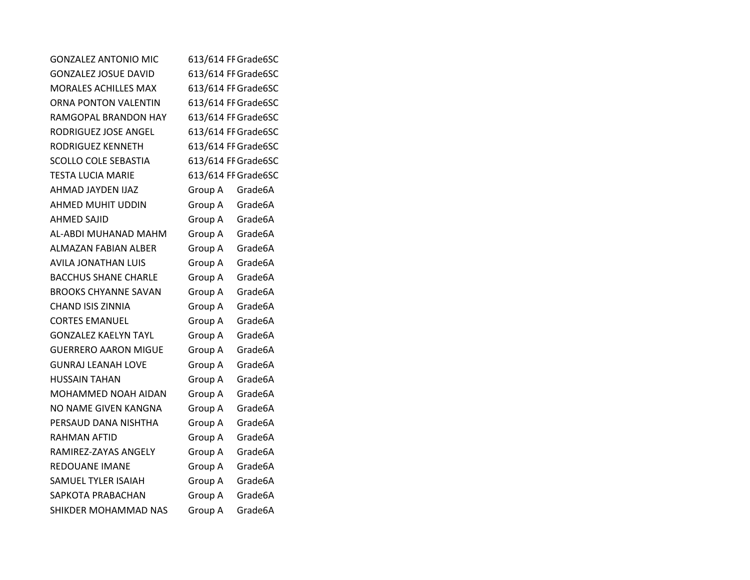| | | |
|---|---|---|
| GONZALEZ ANTONIO MIC | 613/614 FF | Grade6SC |
| GONZALEZ JOSUE DAVID | 613/614 FF | Grade6SC |
| MORALES ACHILLES MAX | 613/614 FF | Grade6SC |
| ORNA PONTON VALENTIN | 613/614 FF | Grade6SC |
| RAMGOPAL BRANDON HAY | 613/614 FF | Grade6SC |
| RODRIGUEZ JOSE ANGEL | 613/614 FF | Grade6SC |
| RODRIGUEZ KENNETH | 613/614 FF | Grade6SC |
| SCOLLO COLE SEBASTIA | 613/614 FF | Grade6SC |
| TESTA LUCIA MARIE | 613/614 FF | Grade6SC |
| AHMAD JAYDEN IJAZ | Group A | Grade6A |
| AHMED MUHIT UDDIN | Group A | Grade6A |
| AHMED SAJID | Group A | Grade6A |
| AL-ABDI MUHANAD MAHM | Group A | Grade6A |
| ALMAZAN FABIAN ALBER | Group A | Grade6A |
| AVILA JONATHAN LUIS | Group A | Grade6A |
| BACCHUS SHANE CHARLE | Group A | Grade6A |
| BROOKS CHYANNE SAVAN | Group A | Grade6A |
| CHAND ISIS ZINNIA | Group A | Grade6A |
| CORTES EMANUEL | Group A | Grade6A |
| GONZALEZ KAELYN TAYL | Group A | Grade6A |
| GUERRERO AARON MIGUE | Group A | Grade6A |
| GUNRAJ LEANAH LOVE | Group A | Grade6A |
| HUSSAIN TAHAN | Group A | Grade6A |
| MOHAMMED NOAH AIDAN | Group A | Grade6A |
| NO NAME GIVEN KANGNA | Group A | Grade6A |
| PERSAUD DANA NISHTHA | Group A | Grade6A |
| RAHMAN AFTID | Group A | Grade6A |
| RAMIREZ-ZAYAS ANGELY | Group A | Grade6A |
| REDOUANE IMANE | Group A | Grade6A |
| SAMUEL TYLER ISAIAH | Group A | Grade6A |
| SAPKOTA PRABACHAN | Group A | Grade6A |
| SHIKDER MOHAMMAD NAS | Group A | Grade6A |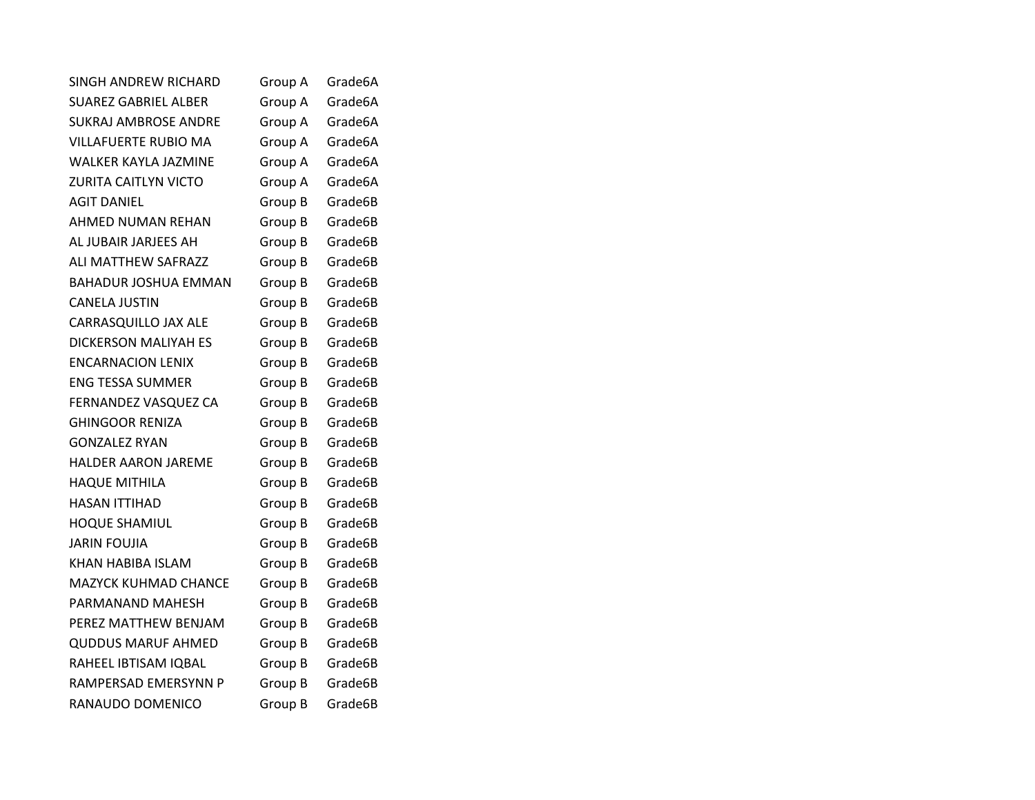| | | |
|---|---|---|
| SINGH ANDREW RICHARD | Group A | Grade6A |
| SUAREZ GABRIEL ALBER | Group A | Grade6A |
| SUKRAJ AMBROSE ANDRE | Group A | Grade6A |
| VILLAFUERTE RUBIO MA | Group A | Grade6A |
| WALKER KAYLA JAZMINE | Group A | Grade6A |
| ZURITA CAITLYN VICTO | Group A | Grade6A |
| AGIT DANIEL | Group B | Grade6B |
| AHMED NUMAN REHAN | Group B | Grade6B |
| AL JUBAIR JARJEES AH | Group B | Grade6B |
| ALI MATTHEW SAFRAZZ | Group B | Grade6B |
| BAHADUR JOSHUA EMMAN | Group B | Grade6B |
| CANELA JUSTIN | Group B | Grade6B |
| CARRASQUILLO JAX ALE | Group B | Grade6B |
| DICKERSON MALIYAH ES | Group B | Grade6B |
| ENCARNACION LENIX | Group B | Grade6B |
| ENG TESSA SUMMER | Group B | Grade6B |
| FERNANDEZ VASQUEZ CA | Group B | Grade6B |
| GHINGOOR RENIZA | Group B | Grade6B |
| GONZALEZ RYAN | Group B | Grade6B |
| HALDER AARON JAREME | Group B | Grade6B |
| HAQUE MITHILA | Group B | Grade6B |
| HASAN ITTIHAD | Group B | Grade6B |
| HOQUE SHAMIUL | Group B | Grade6B |
| JARIN FOUJIA | Group B | Grade6B |
| KHAN HABIBA ISLAM | Group B | Grade6B |
| MAZYCK KUHMAD CHANCE | Group B | Grade6B |
| PARMANAND MAHESH | Group B | Grade6B |
| PEREZ MATTHEW BENJAM | Group B | Grade6B |
| QUDDUS MARUF AHMED | Group B | Grade6B |
| RAHEEL IBTISAM IQBAL | Group B | Grade6B |
| RAMPERSAD EMERSYNN P | Group B | Grade6B |
| RANAUDO DOMENICO | Group B | Grade6B |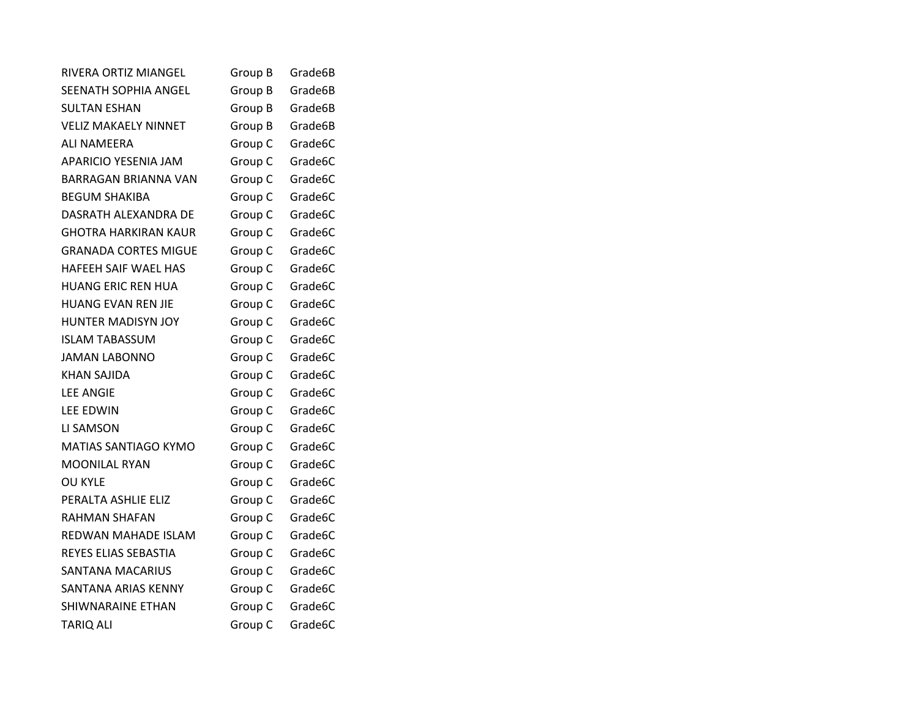| | | |
|---|---|---|
| RIVERA ORTIZ MIANGEL | Group B | Grade6B |
| SEENATH SOPHIA ANGEL | Group B | Grade6B |
| SULTAN ESHAN | Group B | Grade6B |
| VELIZ MAKAELY NINNET | Group B | Grade6B |
| ALI NAMEERA | Group C | Grade6C |
| APARICIO YESENIA JAM | Group C | Grade6C |
| BARRAGAN BRIANNA VAN | Group C | Grade6C |
| BEGUM SHAKIBA | Group C | Grade6C |
| DASRATH ALEXANDRA DE | Group C | Grade6C |
| GHOTRA HARKIRAN KAUR | Group C | Grade6C |
| GRANADA CORTES MIGUE | Group C | Grade6C |
| HAFEEH SAIF WAEL HAS | Group C | Grade6C |
| HUANG ERIC REN HUA | Group C | Grade6C |
| HUANG EVAN REN JIE | Group C | Grade6C |
| HUNTER MADISYN JOY | Group C | Grade6C |
| ISLAM TABASSUM | Group C | Grade6C |
| JAMAN LABONNO | Group C | Grade6C |
| KHAN SAJIDA | Group C | Grade6C |
| LEE ANGIE | Group C | Grade6C |
| LEE EDWIN | Group C | Grade6C |
| LI SAMSON | Group C | Grade6C |
| MATIAS SANTIAGO KYMO | Group C | Grade6C |
| MOONILAL RYAN | Group C | Grade6C |
| OU KYLE | Group C | Grade6C |
| PERALTA ASHLIE ELIZ | Group C | Grade6C |
| RAHMAN SHAFAN | Group C | Grade6C |
| REDWAN MAHADE ISLAM | Group C | Grade6C |
| REYES ELIAS SEBASTIA | Group C | Grade6C |
| SANTANA MACARIUS | Group C | Grade6C |
| SANTANA ARIAS KENNY | Group C | Grade6C |
| SHIWNARAINE ETHAN | Group C | Grade6C |
| TARIQ ALI | Group C | Grade6C |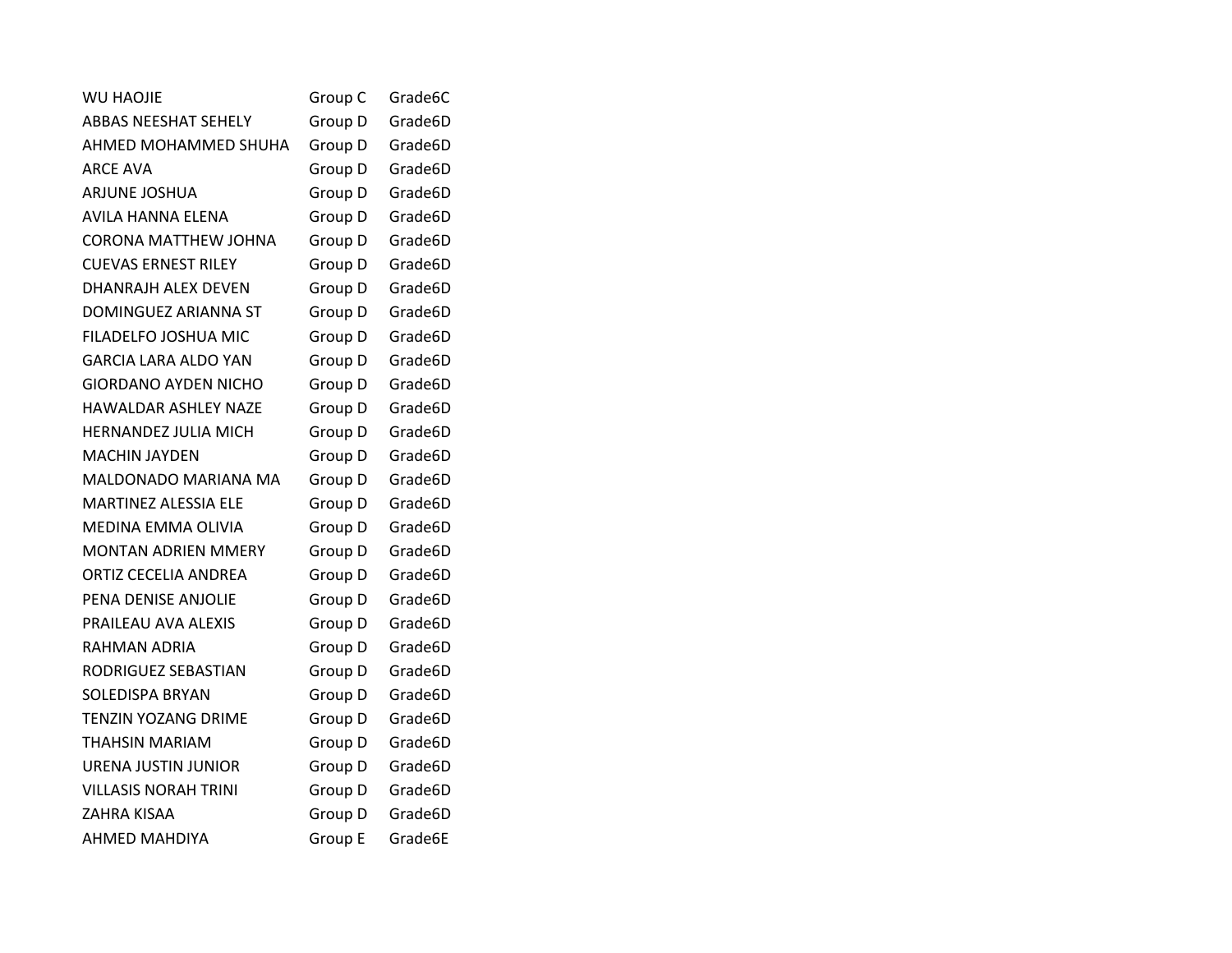| | | |
|---|---|---|
| WU HAOJIE | Group C | Grade6C |
| ABBAS NEESHAT SEHELY | Group D | Grade6D |
| AHMED MOHAMMED SHUHA | Group D | Grade6D |
| ARCE AVA | Group D | Grade6D |
| ARJUNE JOSHUA | Group D | Grade6D |
| AVILA HANNA ELENA | Group D | Grade6D |
| CORONA MATTHEW JOHNA | Group D | Grade6D |
| CUEVAS ERNEST RILEY | Group D | Grade6D |
| DHANRAJH ALEX DEVEN | Group D | Grade6D |
| DOMINGUEZ ARIANNA ST | Group D | Grade6D |
| FILADELFO JOSHUA MIC | Group D | Grade6D |
| GARCIA LARA ALDO YAN | Group D | Grade6D |
| GIORDANO AYDEN NICHO | Group D | Grade6D |
| HAWALDAR ASHLEY NAZE | Group D | Grade6D |
| HERNANDEZ JULIA MICH | Group D | Grade6D |
| MACHIN JAYDEN | Group D | Grade6D |
| MALDONADO MARIANA MA | Group D | Grade6D |
| MARTINEZ ALESSIA ELE | Group D | Grade6D |
| MEDINA EMMA OLIVIA | Group D | Grade6D |
| MONTAN ADRIEN MMERY | Group D | Grade6D |
| ORTIZ CECELIA ANDREA | Group D | Grade6D |
| PENA DENISE ANJOLIE | Group D | Grade6D |
| PRAILEAU AVA ALEXIS | Group D | Grade6D |
| RAHMAN ADRIA | Group D | Grade6D |
| RODRIGUEZ SEBASTIAN | Group D | Grade6D |
| SOLEDISPA BRYAN | Group D | Grade6D |
| TENZIN YOZANG DRIME | Group D | Grade6D |
| THAHSIN MARIAM | Group D | Grade6D |
| URENA JUSTIN JUNIOR | Group D | Grade6D |
| VILLASIS NORAH TRINI | Group D | Grade6D |
| ZAHRA KISAA | Group D | Grade6D |
| AHMED MAHDIYA | Group E | Grade6E |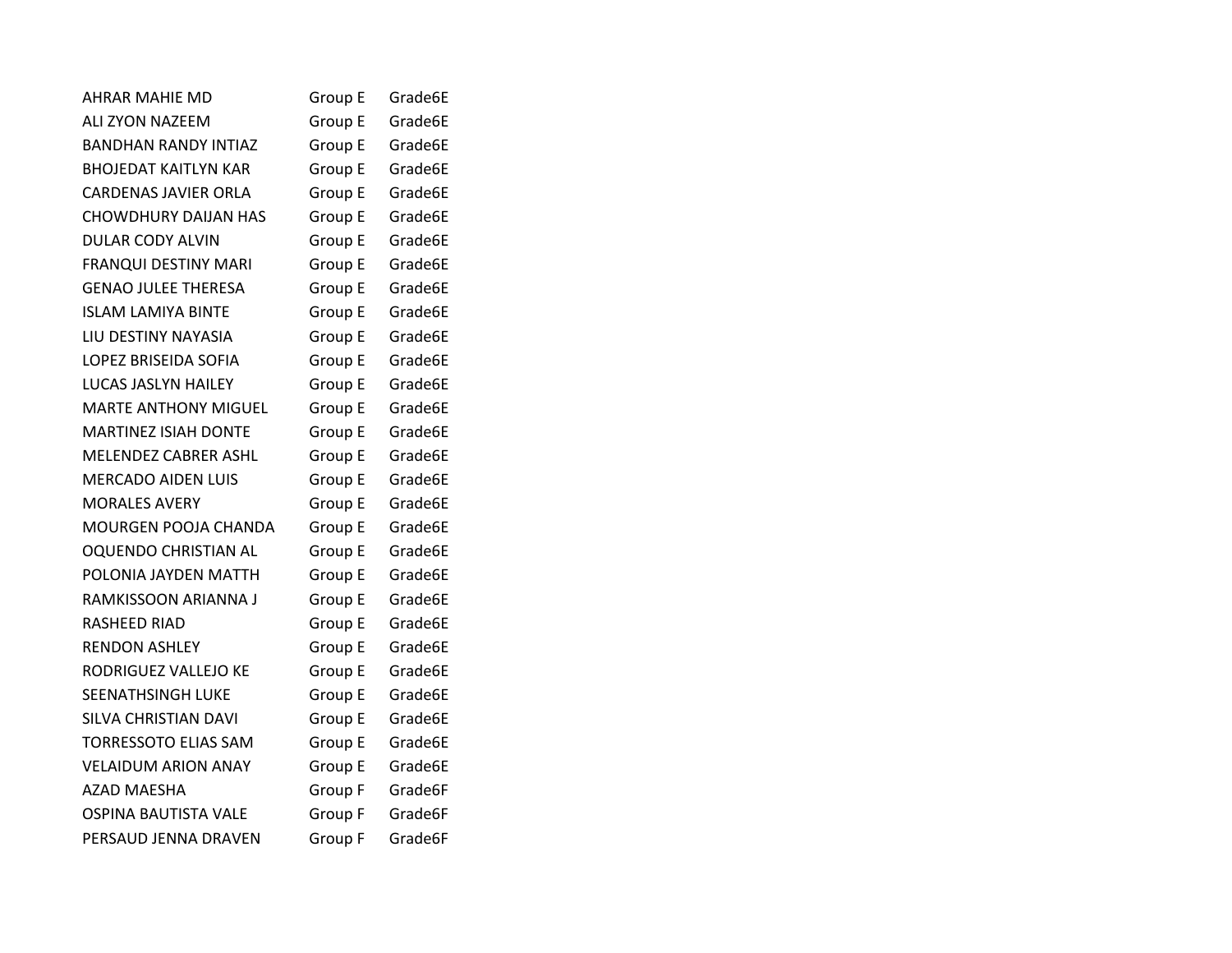| | | |
|---|---|---|
| AHRAR MAHIE MD | Group E | Grade6E |
| ALI ZYON NAZEEM | Group E | Grade6E |
| BANDHAN RANDY INTIAZ | Group E | Grade6E |
| BHOJEDAT KAITLYN KAR | Group E | Grade6E |
| CARDENAS JAVIER ORLA | Group E | Grade6E |
| CHOWDHURY DAIJAN HAS | Group E | Grade6E |
| DULAR CODY ALVIN | Group E | Grade6E |
| FRANQUI DESTINY MARI | Group E | Grade6E |
| GENAO JULEE THERESA | Group E | Grade6E |
| ISLAM LAMIYA BINTE | Group E | Grade6E |
| LIU DESTINY NAYASIA | Group E | Grade6E |
| LOPEZ BRISEIDA SOFIA | Group E | Grade6E |
| LUCAS JASLYN HAILEY | Group E | Grade6E |
| MARTE ANTHONY MIGUEL | Group E | Grade6E |
| MARTINEZ ISIAH DONTE | Group E | Grade6E |
| MELENDEZ CABRER ASHL | Group E | Grade6E |
| MERCADO AIDEN LUIS | Group E | Grade6E |
| MORALES AVERY | Group E | Grade6E |
| MOURGEN POOJA CHANDA | Group E | Grade6E |
| OQUENDO CHRISTIAN AL | Group E | Grade6E |
| POLONIA JAYDEN MATTH | Group E | Grade6E |
| RAMKISSOON ARIANNA J | Group E | Grade6E |
| RASHEED RIAD | Group E | Grade6E |
| RENDON ASHLEY | Group E | Grade6E |
| RODRIGUEZ VALLEJO KE | Group E | Grade6E |
| SEENATHSINGH LUKE | Group E | Grade6E |
| SILVA CHRISTIAN DAVI | Group E | Grade6E |
| TORRESSOTO ELIAS SAM | Group E | Grade6E |
| VELAIDUM ARION ANAY | Group E | Grade6E |
| AZAD MAESHA | Group F | Grade6F |
| OSPINA BAUTISTA VALE | Group F | Grade6F |
| PERSAUD JENNA DRAVEN | Group F | Grade6F |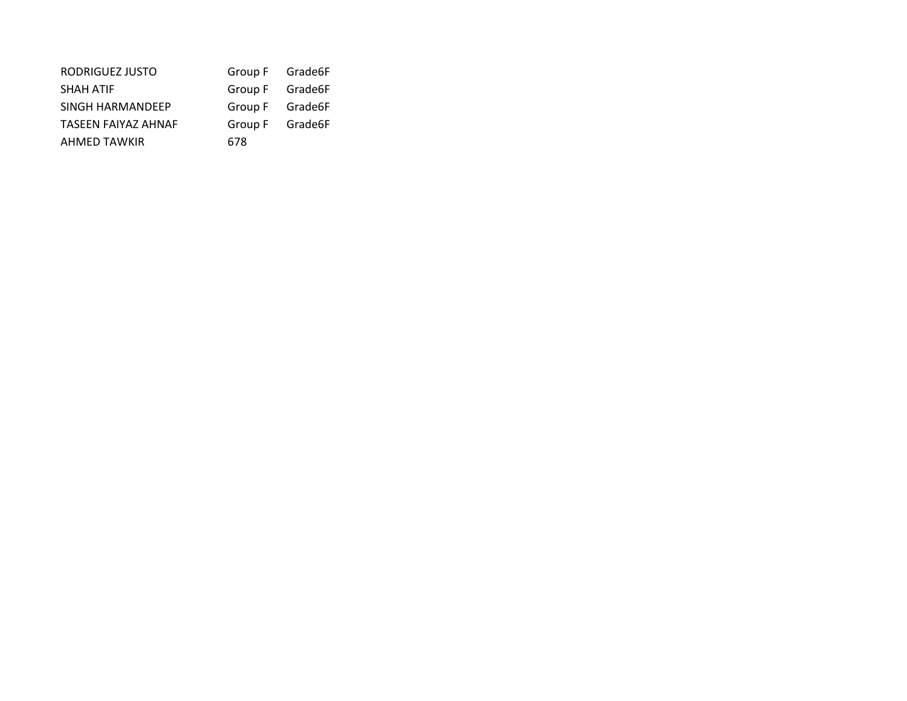| | | |
|---|---|---|
| RODRIGUEZ JUSTO | Group F | Grade6F |
| SHAH ATIF | Group F | Grade6F |
| SINGH HARMANDEEP | Group F | Grade6F |
| TASEEN FAIYAZ AHNAF | Group F | Grade6F |
| AHMED TAWKIR | 678 | |